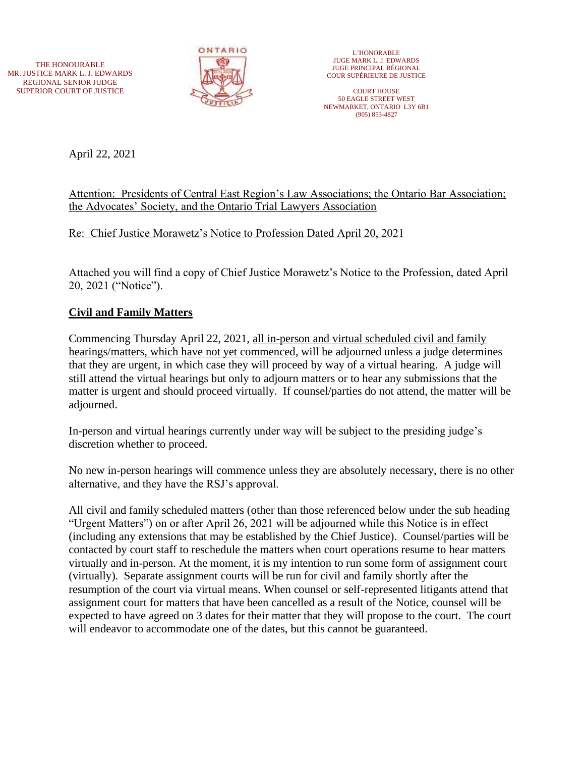THE HONOURABLE
MR. JUSTICE MARK L. J. EDWARDS
REGIONAL SENIOR JUDGE
SUPERIOR COURT OF JUSTICE

ONTARIO

L'HONORABLE
JUGE MARK L. J. EDWARDS
JUGE PRINCIPAL RÉGIONAL
COUR SUPÉRIEURE DE JUSTICE

COURT HOUSE
50 EAGLE STREET WEST
NEWMARKET, ONTARIO L3Y 6B1
(905) 853-4827

April 22, 2021

Attention: Presidents of Central East Region's Law Associations; the Ontario Bar Association; the Advocates' Society, and the Ontario Trial Lawyers Association

Re: Chief Justice Morawetz's Notice to Profession Dated April 20, 2021

Attached you will find a copy of Chief Justice Morawetz's Notice to the Profession, dated April 20, 2021 ("Notice").

## Civil and Family Matters

Commencing Thursday April 22, 2021, all in-person and virtual scheduled civil and family hearings/matters, which have not yet commenced, will be adjourned unless a judge determines that they are urgent, in which case they will proceed by way of a virtual hearing. A judge will still attend the virtual hearings but only to adjourn matters or to hear any submissions that the matter is urgent and should proceed virtually. If counsel/parties do not attend, the matter will be adjourned.

In-person and virtual hearings currently under way will be subject to the presiding judge's discretion whether to proceed.

No new in-person hearings will commence unless they are absolutely necessary, there is no other alternative, and they have the RSJ's approval.

All civil and family scheduled matters (other than those referenced below under the sub heading "Urgent Matters") on or after April 26, 2021 will be adjourned while this Notice is in effect (including any extensions that may be established by the Chief Justice). Counsel/parties will be contacted by court staff to reschedule the matters when court operations resume to hear matters virtually and in-person. At the moment, it is my intention to run some form of assignment court (virtually). Separate assignment courts will be run for civil and family shortly after the resumption of the court via virtual means. When counsel or self-represented litigants attend that assignment court for matters that have been cancelled as a result of the Notice, counsel will be expected to have agreed on 3 dates for their matter that they will propose to the court. The court will endeavor to accommodate one of the dates, but this cannot be guaranteed.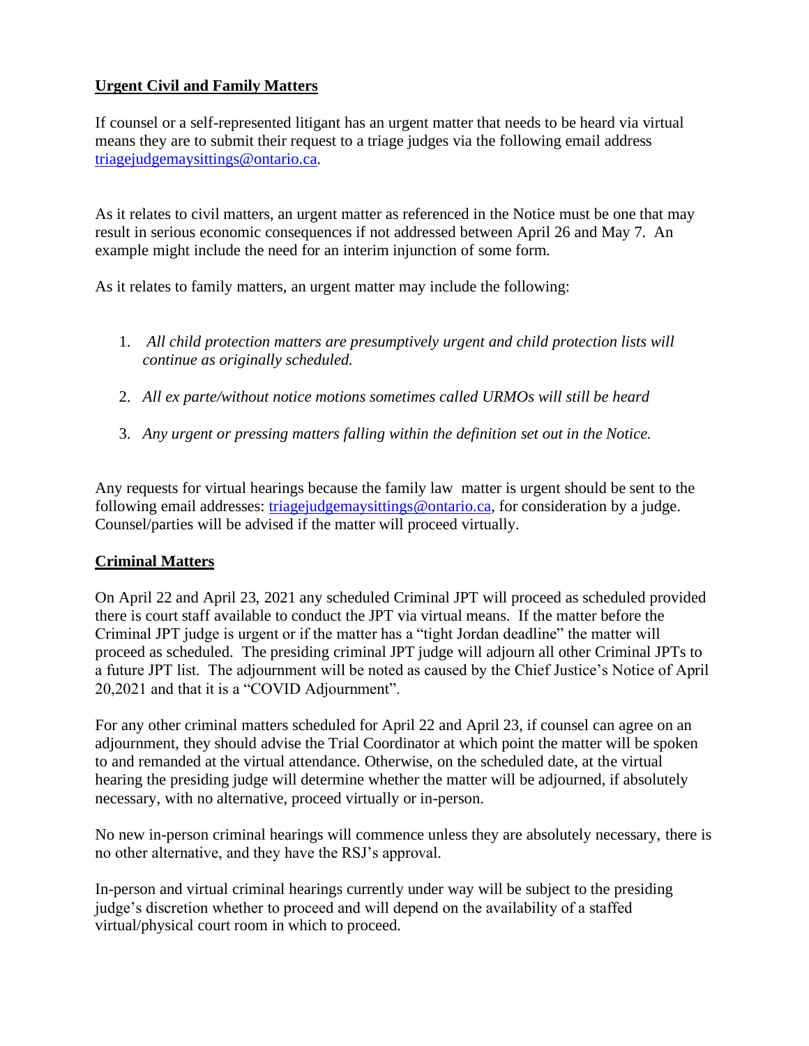## **Urgent Civil and Family Matters**

If counsel or a self-represented litigant has an urgent matter that needs to be heard via virtual means they are to submit their request to a triage judges via the following email address [triagejudgemaysittings@ontario.ca](mailto:triagejudgemaysittings@ontario.ca).

As it relates to civil matters, an urgent matter as referenced in the Notice must be one that may result in serious economic consequences if not addressed between April 26 and May 7. An example might include the need for an interim injunction of some form.

As it relates to family matters, an urgent matter may include the following:

1. *All child protection matters are presumptively urgent and child protection lists will continue as originally scheduled.*
2. *All ex parte/without notice motions sometimes called URMOs will still be heard*
3. *Any urgent or pressing matters falling within the definition set out in the Notice.*

Any requests for virtual hearings because the family law matter is urgent should be sent to the following email addresses: [triagejudgemaysittings@ontario.ca](mailto:triagejudgemaysittings@ontario.ca), for consideration by a judge. Counsel/parties will be advised if the matter will proceed virtually.

## **Criminal Matters**

On April 22 and April 23, 2021 any scheduled Criminal JPT will proceed as scheduled provided there is court staff available to conduct the JPT via virtual means. If the matter before the Criminal JPT judge is urgent or if the matter has a "tight Jordan deadline" the matter will proceed as scheduled. The presiding criminal JPT judge will adjourn all other Criminal JPTs to a future JPT list. The adjournment will be noted as caused by the Chief Justice's Notice of April 20,2021 and that it is a "COVID Adjournment".

For any other criminal matters scheduled for April 22 and April 23, if counsel can agree on an adjournment, they should advise the Trial Coordinator at which point the matter will be spoken to and remanded at the virtual attendance. Otherwise, on the scheduled date, at the virtual hearing the presiding judge will determine whether the matter will be adjourned, if absolutely necessary, with no alternative, proceed virtually or in-person.

No new in-person criminal hearings will commence unless they are absolutely necessary, there is no other alternative, and they have the RSJ's approval.

In-person and virtual criminal hearings currently under way will be subject to the presiding judge's discretion whether to proceed and will depend on the availability of a staffed virtual/physical court room in which to proceed.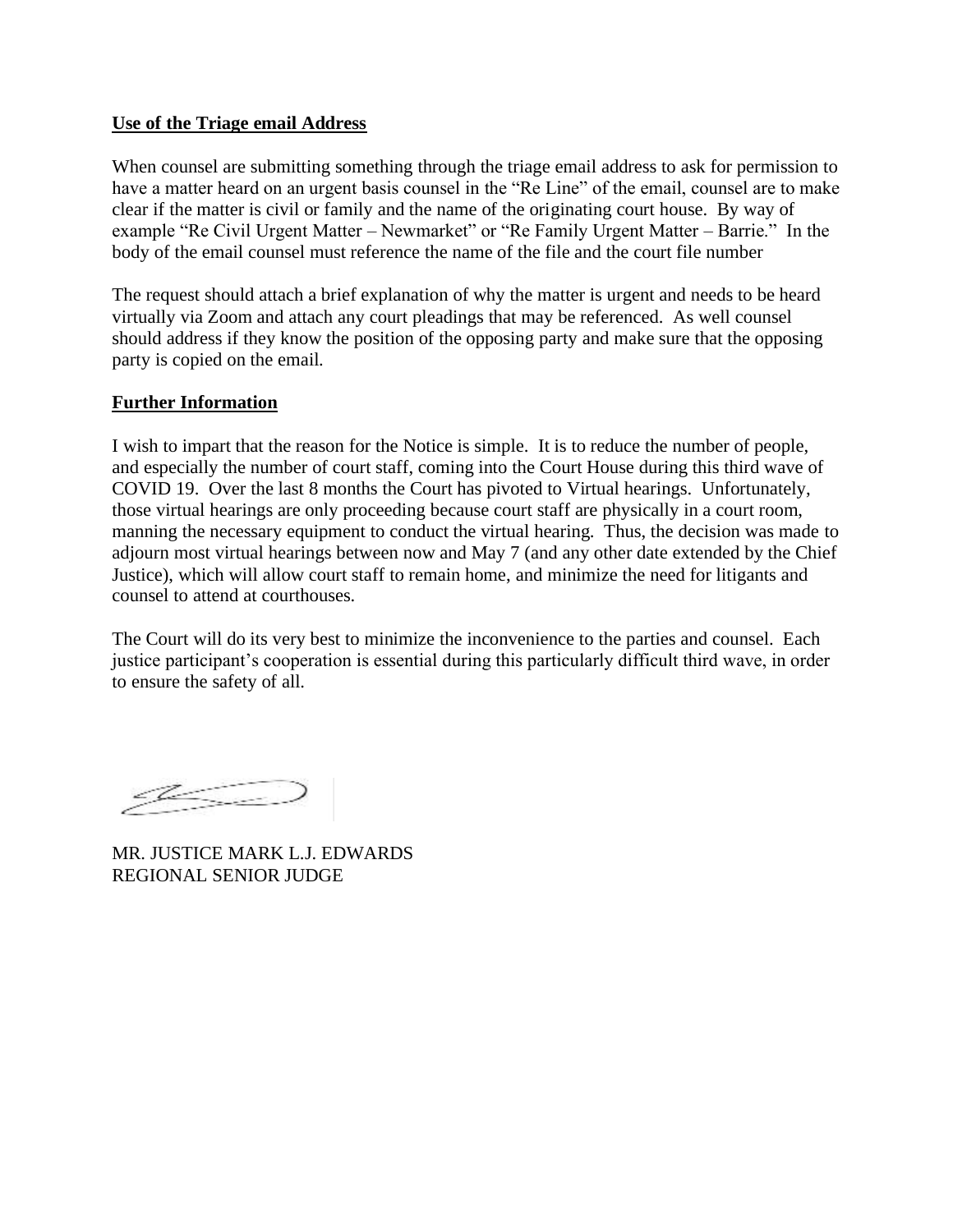**Use of the Triage email Address**

When counsel are submitting something through the triage email address to ask for permission to have a matter heard on an urgent basis counsel in the "Re Line" of the email, counsel are to make clear if the matter is civil or family and the name of the originating court house. By way of example "Re Civil Urgent Matter – Newmarket" or "Re Family Urgent Matter – Barrie." In the body of the email counsel must reference the name of the file and the court file number

The request should attach a brief explanation of why the matter is urgent and needs to be heard virtually via Zoom and attach any court pleadings that may be referenced. As well counsel should address if they know the position of the opposing party and make sure that the opposing party is copied on the email.

**Further Information**

I wish to impart that the reason for the Notice is simple. It is to reduce the number of people, and especially the number of court staff, coming into the Court House during this third wave of COVID 19. Over the last 8 months the Court has pivoted to Virtual hearings. Unfortunately, those virtual hearings are only proceeding because court staff are physically in a court room, manning the necessary equipment to conduct the virtual hearing. Thus, the decision was made to adjourn most virtual hearings between now and May 7 (and any other date extended by the Chief Justice), which will allow court staff to remain home, and minimize the need for litigants and counsel to attend at courthouses.

The Court will do its very best to minimize the inconvenience to the parties and counsel. Each justice participant's cooperation is essential during this particularly difficult third wave, in order to ensure the safety of all.

MR. JUSTICE MARK L.J. EDWARDS
REGIONAL SENIOR JUDGE